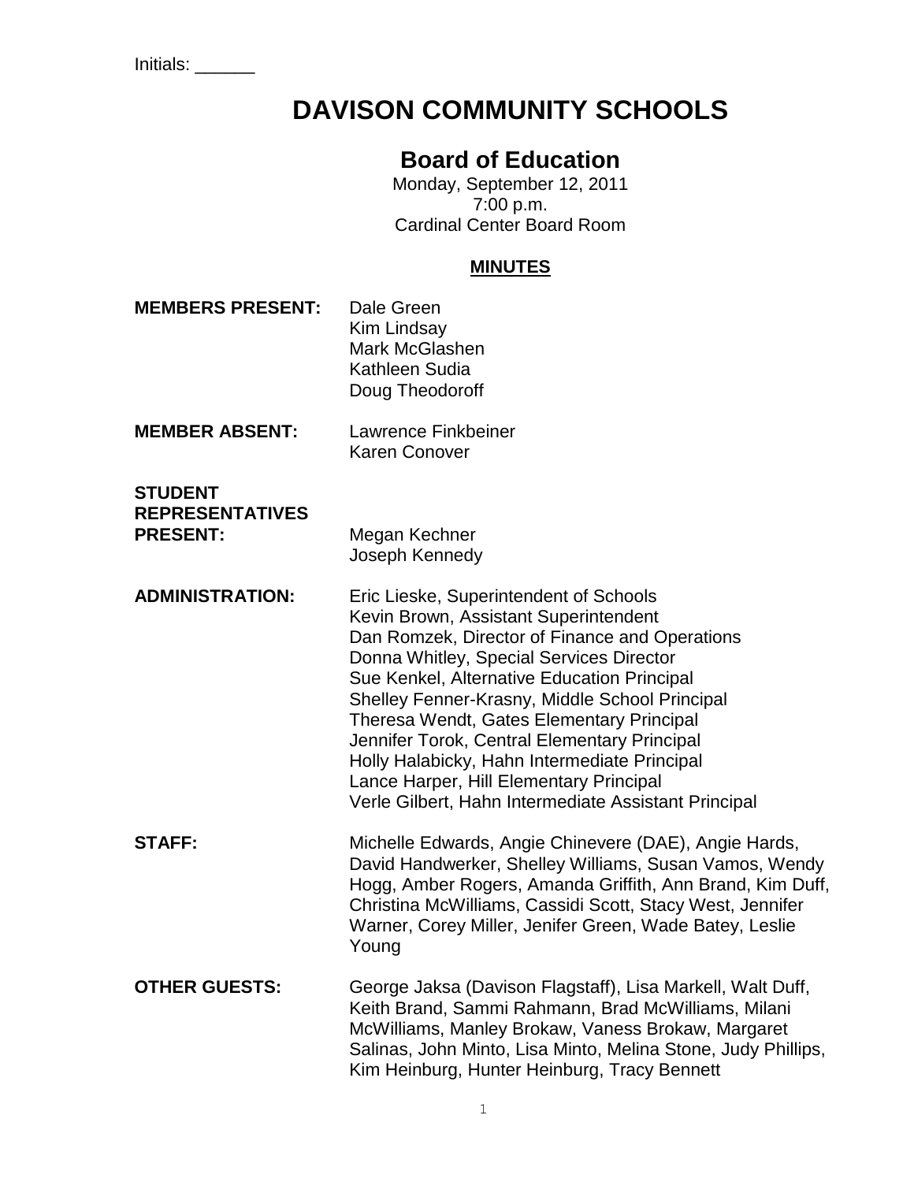Initials: ______

# DAVISON COMMUNITY SCHOOLS

## Board of Education

Monday, September 12, 2011
7:00 p.m.
Cardinal Center Board Room

**MINUTES**

**MEMBERS PRESENT:** Dale Green
Kim Lindsay
Mark McGlashen
Kathleen Sudia
Doug Theodoroff

**MEMBER ABSENT:** Lawrence Finkbeiner
Karen Conover

**STUDENT REPRESENTATIVES PRESENT:** Megan Kechner
Joseph Kennedy

**ADMINISTRATION:** Eric Lieske, Superintendent of Schools
Kevin Brown, Assistant Superintendent
Dan Romzek, Director of Finance and Operations
Donna Whitley, Special Services Director
Sue Kenkel, Alternative Education Principal
Shelley Fenner-Krasny, Middle School Principal
Theresa Wendt, Gates Elementary Principal
Jennifer Torok, Central Elementary Principal
Holly Halabicky, Hahn Intermediate Principal
Lance Harper, Hill Elementary Principal
Verle Gilbert, Hahn Intermediate Assistant Principal

**STAFF:** Michelle Edwards, Angie Chinevere (DAE), Angie Hards, David Handwerker, Shelley Williams, Susan Vamos, Wendy Hogg, Amber Rogers, Amanda Griffith, Ann Brand, Kim Duff, Christina McWilliams, Cassidi Scott, Stacy West, Jennifer Warner, Corey Miller, Jenifer Green, Wade Batey, Leslie Young

**OTHER GUESTS:** George Jaksa (Davison Flagstaff), Lisa Markell, Walt Duff, Keith Brand, Sammi Rahmann, Brad McWilliams, Milani McWilliams, Manley Brokaw, Vaness Brokaw, Margaret Salinas, John Minto, Lisa Minto, Melina Stone, Judy Phillips, Kim Heinburg, Hunter Heinburg, Tracy Bennett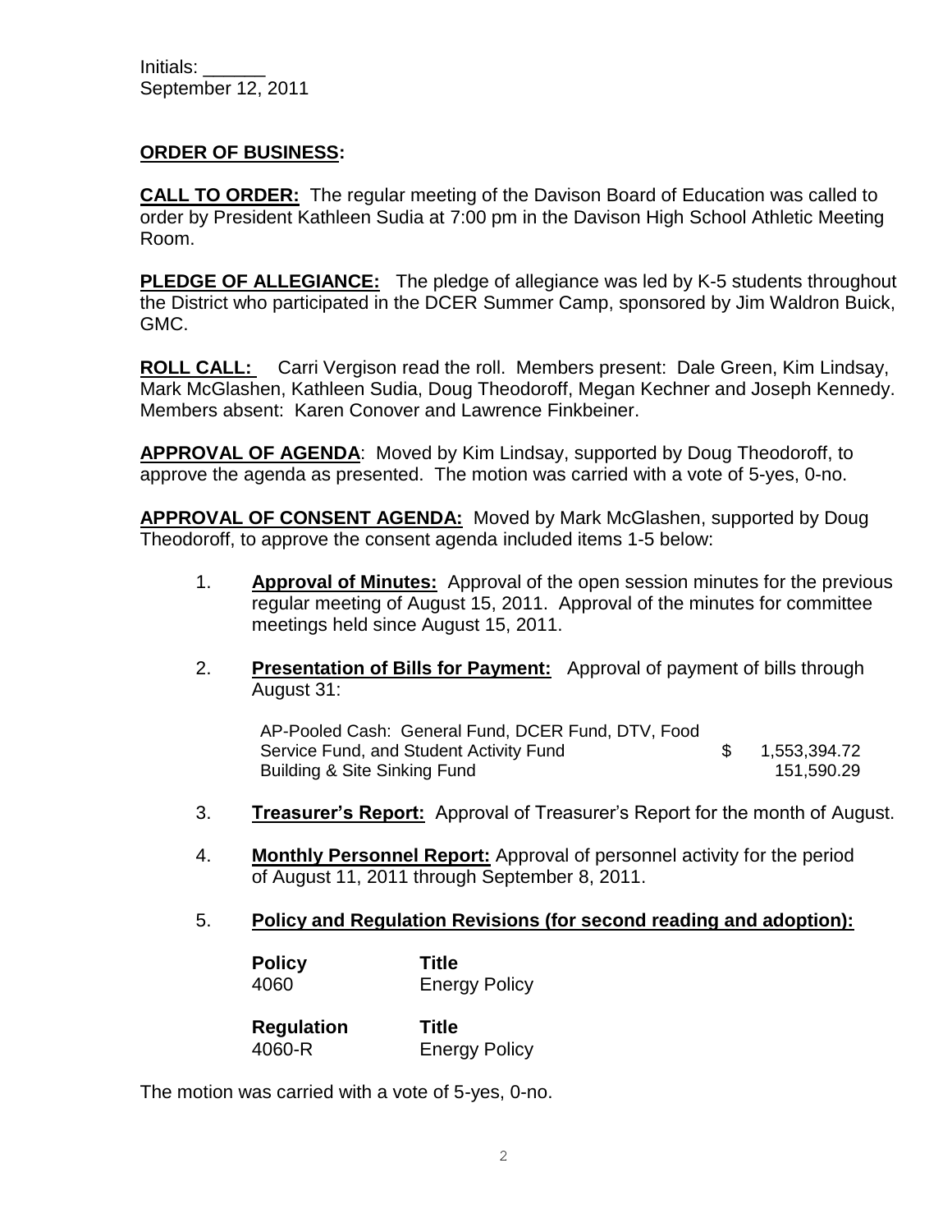Initials: ______
September 12, 2011

**ORDER OF BUSINESS:**

**CALL TO ORDER:** The regular meeting of the Davison Board of Education was called to order by President Kathleen Sudia at 7:00 pm in the Davison High School Athletic Meeting Room.

**PLEDGE OF ALLEGIANCE:** The pledge of allegiance was led by K-5 students throughout the District who participated in the DCER Summer Camp, sponsored by Jim Waldron Buick, GMC.

**ROLL CALL:** Carri Vergison read the roll. Members present: Dale Green, Kim Lindsay, Mark McGlashen, Kathleen Sudia, Doug Theodoroff, Megan Kechner and Joseph Kennedy. Members absent: Karen Conover and Lawrence Finkbeiner.

**APPROVAL OF AGENDA**: Moved by Kim Lindsay, supported by Doug Theodoroff, to approve the agenda as presented. The motion was carried with a vote of 5-yes, 0-no.

**APPROVAL OF CONSENT AGENDA:** Moved by Mark McGlashen, supported by Doug Theodoroff, to approve the consent agenda included items 1-5 below:

1. **Approval of Minutes:** Approval of the open session minutes for the previous regular meeting of August 15, 2011. Approval of the minutes for committee meetings held since August 15, 2011.

2. **Presentation of Bills for Payment:** Approval of payment of bills through August 31:

| | |
|---|---|
| AP-Pooled Cash: General Fund, DCER Fund, DTV, Food Service Fund, and Student Activity Fund | $ 1,553,394.72 |
| Building & Site Sinking Fund | 151,590.29 |

3. **Treasurer's Report:** Approval of Treasurer's Report for the month of August.

4. **Monthly Personnel Report:** Approval of personnel activity for the period of August 11, 2011 through September 8, 2011.

5. **Policy and Regulation Revisions (for second reading and adoption):**

| **Policy** | **Title** |
|---|---|
| 4060 | Energy Policy |

| **Regulation** | **Title** |
|---|---|
| 4060-R | Energy Policy |

The motion was carried with a vote of 5-yes, 0-no.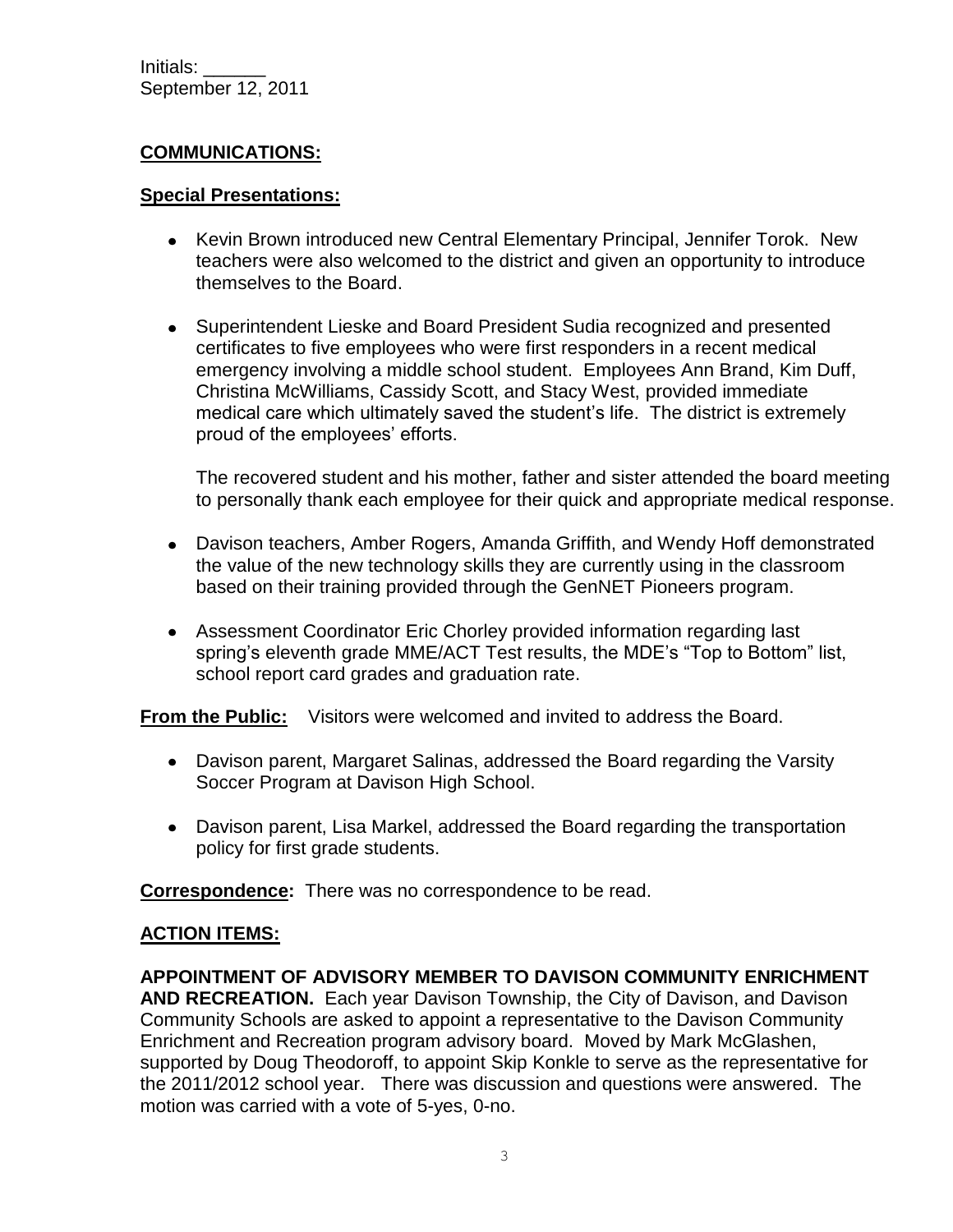Initials: ______
September 12, 2011

## COMMUNICATIONS:

### Special Presentations:

- Kevin Brown introduced new Central Elementary Principal, Jennifer Torok. New teachers were also welcomed to the district and given an opportunity to introduce themselves to the Board.
- Superintendent Lieske and Board President Sudia recognized and presented certificates to five employees who were first responders in a recent medical emergency involving a middle school student. Employees Ann Brand, Kim Duff, Christina McWilliams, Cassidy Scott, and Stacy West, provided immediate medical care which ultimately saved the student's life. The district is extremely proud of the employees' efforts.

  The recovered student and his mother, father and sister attended the board meeting to personally thank each employee for their quick and appropriate medical response.
- Davison teachers, Amber Rogers, Amanda Griffith, and Wendy Hoff demonstrated the value of the new technology skills they are currently using in the classroom based on their training provided through the GenNET Pioneers program.
- Assessment Coordinator Eric Chorley provided information regarding last spring's eleventh grade MME/ACT Test results, the MDE's "Top to Bottom" list, school report card grades and graduation rate.

**From the Public:** Visitors were welcomed and invited to address the Board.

- Davison parent, Margaret Salinas, addressed the Board regarding the Varsity Soccer Program at Davison High School.
- Davison parent, Lisa Markel, addressed the Board regarding the transportation policy for first grade students.

**Correspondence:** There was no correspondence to be read.

## ACTION ITEMS:

**APPOINTMENT OF ADVISORY MEMBER TO DAVISON COMMUNITY ENRICHMENT AND RECREATION.** Each year Davison Township, the City of Davison, and Davison Community Schools are asked to appoint a representative to the Davison Community Enrichment and Recreation program advisory board. Moved by Mark McGlashen, supported by Doug Theodoroff, to appoint Skip Konkle to serve as the representative for the 2011/2012 school year. There was discussion and questions were answered. The motion was carried with a vote of 5-yes, 0-no.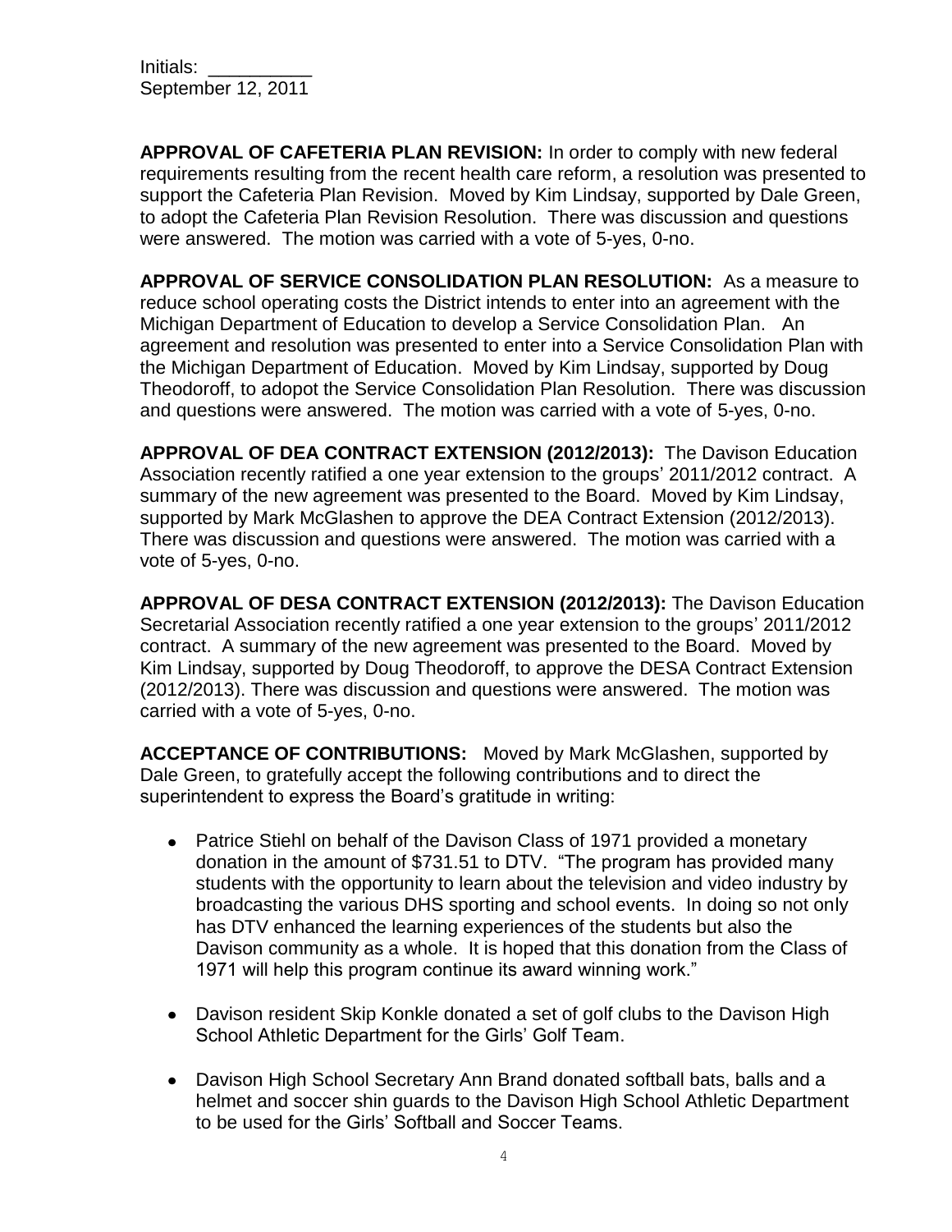Initials: __________
September 12, 2011

**APPROVAL OF CAFETERIA PLAN REVISION:** In order to comply with new federal requirements resulting from the recent health care reform, a resolution was presented to support the Cafeteria Plan Revision. Moved by Kim Lindsay, supported by Dale Green, to adopt the Cafeteria Plan Revision Resolution. There was discussion and questions were answered. The motion was carried with a vote of 5-yes, 0-no.

**APPROVAL OF SERVICE CONSOLIDATION PLAN RESOLUTION:** As a measure to reduce school operating costs the District intends to enter into an agreement with the Michigan Department of Education to develop a Service Consolidation Plan. An agreement and resolution was presented to enter into a Service Consolidation Plan with the Michigan Department of Education. Moved by Kim Lindsay, supported by Doug Theodoroff, to adopot the Service Consolidation Plan Resolution. There was discussion and questions were answered. The motion was carried with a vote of 5-yes, 0-no.

**APPROVAL OF DEA CONTRACT EXTENSION (2012/2013):** The Davison Education Association recently ratified a one year extension to the groups' 2011/2012 contract. A summary of the new agreement was presented to the Board. Moved by Kim Lindsay, supported by Mark McGlashen to approve the DEA Contract Extension (2012/2013). There was discussion and questions were answered. The motion was carried with a vote of 5-yes, 0-no.

**APPROVAL OF DESA CONTRACT EXTENSION (2012/2013):** The Davison Education Secretarial Association recently ratified a one year extension to the groups' 2011/2012 contract. A summary of the new agreement was presented to the Board. Moved by Kim Lindsay, supported by Doug Theodoroff, to approve the DESA Contract Extension (2012/2013). There was discussion and questions were answered. The motion was carried with a vote of 5-yes, 0-no.

**ACCEPTANCE OF CONTRIBUTIONS:** Moved by Mark McGlashen, supported by Dale Green, to gratefully accept the following contributions and to direct the superintendent to express the Board's gratitude in writing:

- Patrice Stiehl on behalf of the Davison Class of 1971 provided a monetary donation in the amount of $731.51 to DTV. "The program has provided many students with the opportunity to learn about the television and video industry by broadcasting the various DHS sporting and school events. In doing so not only has DTV enhanced the learning experiences of the students but also the Davison community as a whole. It is hoped that this donation from the Class of 1971 will help this program continue its award winning work."

- Davison resident Skip Konkle donated a set of golf clubs to the Davison High School Athletic Department for the Girls' Golf Team.

- Davison High School Secretary Ann Brand donated softball bats, balls and a helmet and soccer shin guards to the Davison High School Athletic Department to be used for the Girls' Softball and Soccer Teams.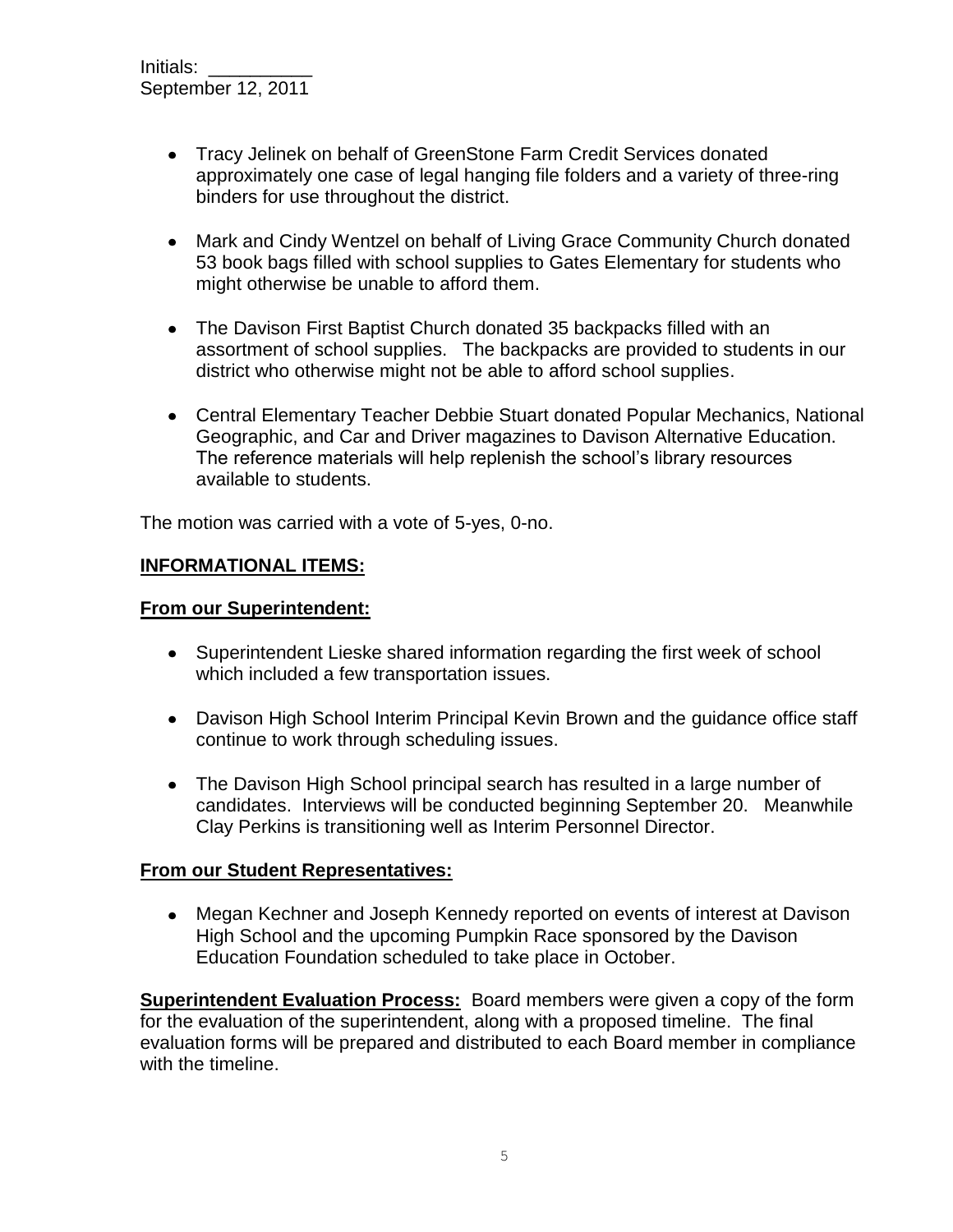- Tracy Jelinek on behalf of GreenStone Farm Credit Services donated approximately one case of legal hanging file folders and a variety of three-ring binders for use throughout the district.

- Mark and Cindy Wentzel on behalf of Living Grace Community Church donated 53 book bags filled with school supplies to Gates Elementary for students who might otherwise be unable to afford them.

- The Davison First Baptist Church donated 35 backpacks filled with an assortment of school supplies. The backpacks are provided to students in our district who otherwise might not be able to afford school supplies.

- Central Elementary Teacher Debbie Stuart donated Popular Mechanics, National Geographic, and Car and Driver magazines to Davison Alternative Education. The reference materials will help replenish the school's library resources available to students.

The motion was carried with a vote of 5-yes, 0-no.

**INFORMATIONAL ITEMS:**

**From our Superintendent:**

- Superintendent Lieske shared information regarding the first week of school which included a few transportation issues.

- Davison High School Interim Principal Kevin Brown and the guidance office staff continue to work through scheduling issues.

- The Davison High School principal search has resulted in a large number of candidates. Interviews will be conducted beginning September 20. Meanwhile Clay Perkins is transitioning well as Interim Personnel Director.

**From our Student Representatives:**

- Megan Kechner and Joseph Kennedy reported on events of interest at Davison High School and the upcoming Pumpkin Race sponsored by the Davison Education Foundation scheduled to take place in October.

**Superintendent Evaluation Process:** Board members were given a copy of the form for the evaluation of the superintendent, along with a proposed timeline. The final evaluation forms will be prepared and distributed to each Board member in compliance with the timeline.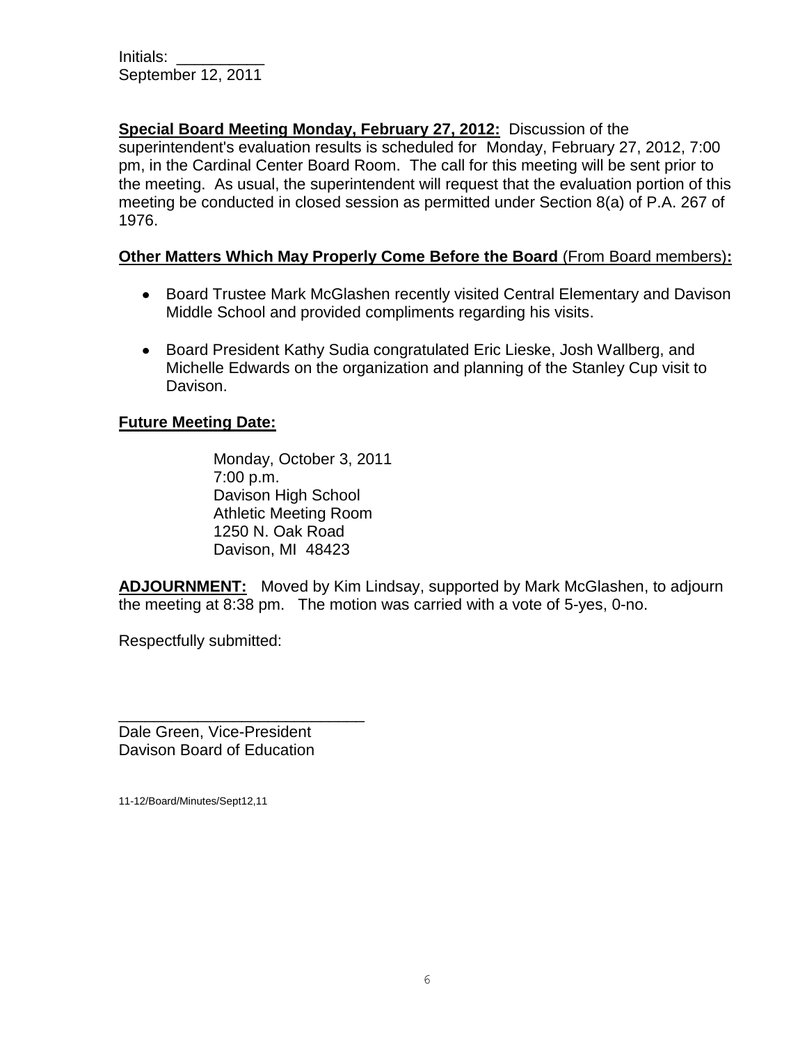Initials: __________
September 12, 2011

**Special Board Meeting Monday, February 27, 2012:** Discussion of the superintendent's evaluation results is scheduled for Monday, February 27, 2012, 7:00 pm, in the Cardinal Center Board Room. The call for this meeting will be sent prior to the meeting. As usual, the superintendent will request that the evaluation portion of this meeting be conducted in closed session as permitted under Section 8(a) of P.A. 267 of 1976.

**Other Matters Which May Properly Come Before the Board** (From Board members)**:**

- Board Trustee Mark McGlashen recently visited Central Elementary and Davison Middle School and provided compliments regarding his visits.
- Board President Kathy Sudia congratulated Eric Lieske, Josh Wallberg, and Michelle Edwards on the organization and planning of the Stanley Cup visit to Davison.

**Future Meeting Date:**

Monday, October 3, 2011
7:00 p.m.
Davison High School
Athletic Meeting Room
1250 N. Oak Road
Davison, MI 48423

**ADJOURNMENT:** Moved by Kim Lindsay, supported by Mark McGlashen, to adjourn the meeting at 8:38 pm. The motion was carried with a vote of 5-yes, 0-no.

Respectfully submitted:

____________________________
Dale Green, Vice-President
Davison Board of Education

11-12/Board/Minutes/Sept12,11